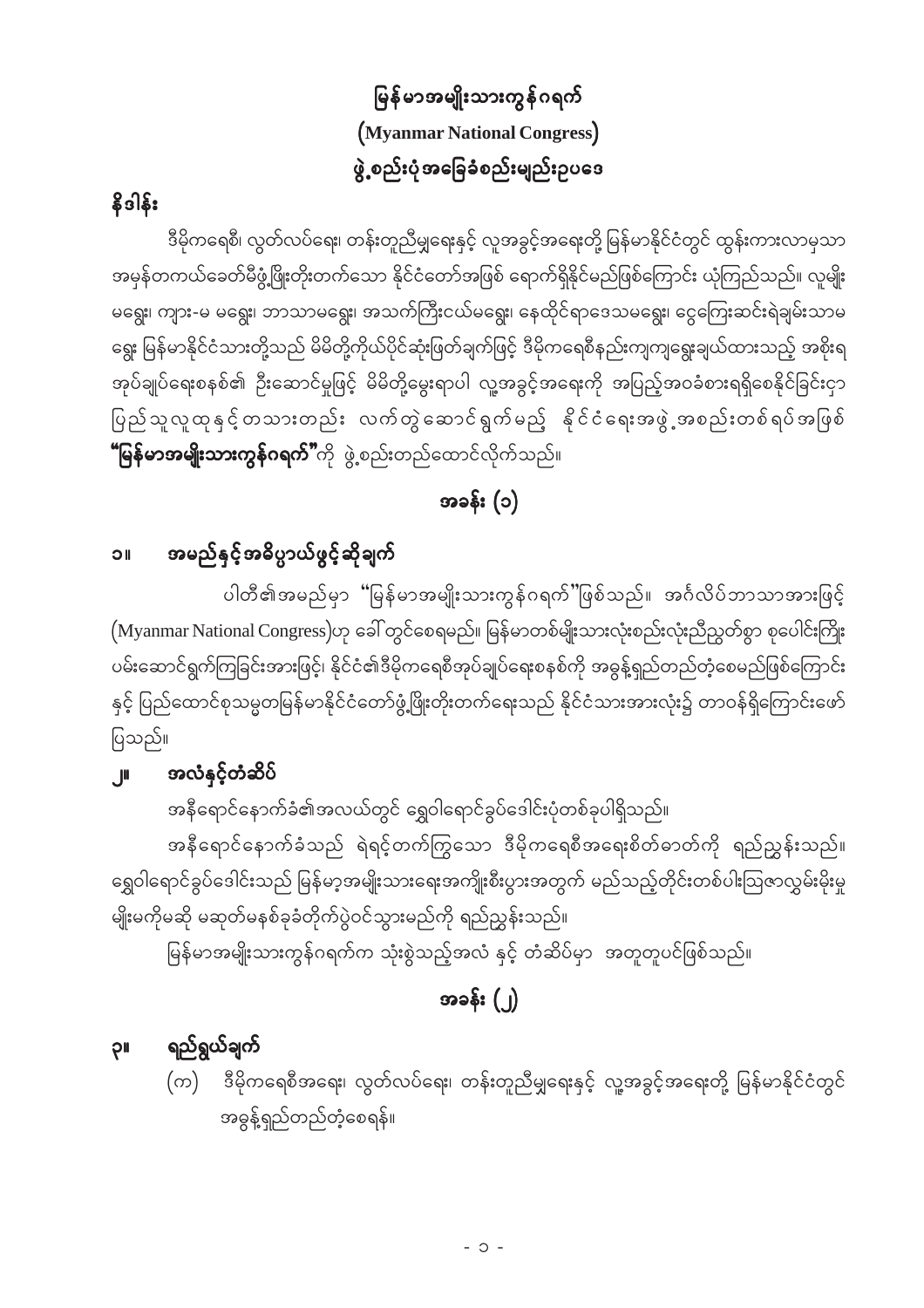# မြန်မာအမျိုးသားကွန်ဂရက်
# (Myanmar National Congress)
# ဖွဲ့စည်းပုံအခြေခံစည်းမျဉ်းဥပဒေ

## နိဒါန်း

ဒီမိုကရေစီ၊ လွတ်လပ်ရေး၊ တန်းတူညီမျှရေးနှင့် လူ့အခွင့်အရေးတို့ မြန်မာနိုင်ငံတွင် ထွန်းကားလာမှသာ အမှန်တကယ်ခေတ်မီဖွံ့ဖြိုးတိုးတက်သော နိုင်ငံတော်အဖြစ် ရောက်ရှိနိုင်မည်ဖြစ်ကြောင်း ယုံကြည်သည်။ လူမျိုးမရွေး၊ ကျား-မ မရွေး၊ ဘာသာမရွေး၊ အသက်ကြီးငယ်မရွေး၊ နေထိုင်ရာဒေသမရွေး၊ ငွေကြေးဆင်းရဲချမ်းသာမရွေး မြန်မာနိုင်ငံသားတို့သည် မိမိတို့ကိုယ်ပိုင်ဆုံးဖြတ်ချက်ဖြင့် ဒီမိုကရေစီနည်းကျကျရွေးချယ်ထားသည့် အစိုးရအုပ်ချုပ်ရေးစနစ်၏ ဦးဆောင်မှုဖြင့် မိမိတို့မွေးရာပါ လူ့အခွင့်အရေးကို အပြည့်အဝခံစားရရှိစေနိုင်ခြင်းငှာ ပြည်သူလူထုနှင့်တသားတည်း လက်တွဲဆောင်ရွက်မည့် နိုင်ငံရေးအဖွဲ့အစည်းတစ်ရပ်အဖြစ် **"မြန်မာအမျိုးသားကွန်ဂရက်"**ကို ဖွဲ့စည်းတည်ထောင်လိုက်သည်။

## အခန်း (၁)

### ၁။ အမည်နှင့်အဓိပ္ပာယ်ဖွင့်ဆိုချက်

ပါတီ၏အမည်မှာ "မြန်မာအမျိုးသားကွန်ဂရက်"ဖြစ်သည်။ အင်္ဂလိပ်ဘာသာအားဖြင့် (Myanmar National Congress)ဟု ခေါ်တွင်စေရမည်။ မြန်မာတစ်မျိုးသားလုံးစည်းလုံးညီညွတ်စွာ စုပေါင်းကြိုးပမ်းဆောင်ရွက်ကြခြင်းအားဖြင့်၊ နိုင်ငံ၏ဒီမိုကရေစီအုပ်ချုပ်ရေးစနစ်ကို အခွန့်ရှည်တည်တံ့စေမည်ဖြစ်ကြောင်းနှင့် ပြည်ထောင်စုသမ္မတမြန်မာနိုင်ငံတော်ဖွံ့ဖြိုးတိုးတက်ရေးသည် နိုင်ငံသားအားလုံး၌ တာဝန်ရှိကြောင်းဖော်ပြသည်။

### ၂။ အလံနှင့်တံဆိပ်

အနီရောင်နောက်ခံ၏အလယ်တွင် ရွှေဝါရောင်ခွပ်ဒေါင်းပုံတစ်ခုပါရှိသည်။

အနီရောင်နောက်ခံသည် ရဲရင့်တက်ကြွသော ဒီမိုကရေစီအရေးစိတ်ဓာတ်ကို ရည်ညွှန်းသည်။ ရွှေဝါရောင်ခွပ်ဒေါင်းသည် မြန်မာ့အမျိုးသားရေးအကျိုးစီးပွားအတွက် မည်သည့်တိုင်းတစ်ပါးဩဇာလွှမ်းမိုးမှုမျိုးမကိုမဆို မဆုတ်မနစ်ခုခံတိုက်ပွဲဝင်သွားမည်ကို ရည်ညွှန်းသည်။

မြန်မာအမျိုးသားကွန်ဂရက်က သုံးစွဲသည့်အလံ နှင့် တံဆိပ်မှာ အတူတူပင်ဖြစ်သည်။

## အခန်း (၂)

### ၃။ ရည်ရွယ်ချက်

(က) ဒီမိုကရေစီအရေး၊ လွတ်လပ်ရေး၊ တန်းတူညီမျှရေးနှင့် လူ့အခွင့်အရေးတို့ မြန်မာနိုင်ငံတွင် အခွန့်ရှည်တည်တံ့စေရန်။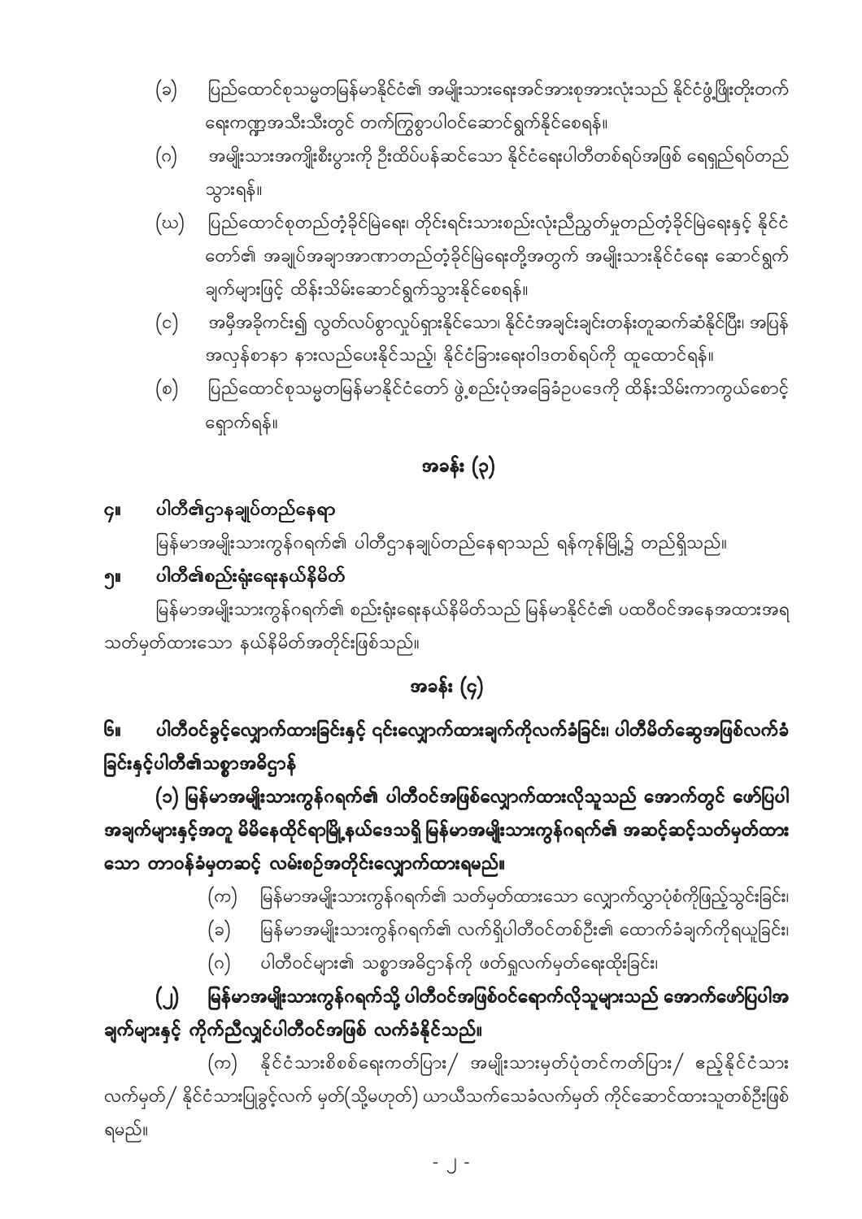(ခ) ပြည်ထောင်စုသမ္မတမြန်မာနိုင်ငံ၏ အမျိုးသားရေးအင်အားစုအားလုံးသည် နိုင်ငံဖွံ့ဖြိုးတိုးတက်ရေးကဏ္ဍအသီးသီးတွင် တက်ကြွစွာပါဝင်ဆောင်ရွက်နိုင်စေရန်။

(ဂ) အမျိုးသားအကျိုးစီးပွားကို ဦးထိပ်ပန်ဆင်သော နိုင်ငံရေးပါတီတစ်ရပ်အဖြစ် ရေရှည်ရပ်တည်သွားရန်။

(ဃ) ပြည်ထောင်စုတည်တံ့ခိုင်မြဲရေး၊ တိုင်းရင်းသားစည်းလုံးညီညွတ်မှုတည်တံ့ခိုင်မြဲရေးနှင့် နိုင်ငံတော်၏ အချုပ်အချာအာဏာတည်တံ့ခိုင်မြဲရေးတို့အတွက် အမျိုးသားနိုင်ငံရေး ဆောင်ရွက်ချက်များဖြင့် ထိန်းသိမ်းဆောင်ရွက်သွားနိုင်စေရန်။

(င) အမှီအခိုကင်း၍ လွတ်လပ်စွာလှုပ်ရှားနိုင်သော၊ နိုင်ငံအချင်းချင်းတန်းတူဆက်ဆံနိုင်ပြီး၊ အပြန်အလှန်စာနာ နားလည်ပေးနိုင်သည့်၊ နိုင်ငံခြားရေးဝါဒတစ်ရပ်ကို ထူထောင်ရန်။

(စ) ပြည်ထောင်စုသမ္မတမြန်မာနိုင်ငံတော် ဖွဲ့စည်းပုံအခြေခံဥပဒေကို ထိန်းသိမ်းကာကွယ်စောင့်ရှောက်ရန်။

## အခန်း (၃)

### ၄။ ပါတီ၏ဌာနချုပ်တည်နေရာ

မြန်မာအမျိုးသားကွန်ဂရက်၏ ပါတီဌာနချုပ်တည်နေရာသည် ရန်ကုန်မြို့၌ တည်ရှိသည်။

### ၅။ ပါတီ၏စည်းရုံးရေးနယ်နိမိတ်

မြန်မာအမျိုးသားကွန်ဂရက်၏ စည်းရုံးရေးနယ်နိမိတ်သည် မြန်မာနိုင်ငံ၏ ပထဝီဝင်အနေအထားအရ သတ်မှတ်ထားသော နယ်နိမိတ်အတိုင်းဖြစ်သည်။

## အခန်း (၄)

### ၆။ ပါတီဝင်ခွင့်လျှောက်ထားခြင်းနှင့် ၎င်းလျှောက်ထားချက်ကိုလက်ခံခြင်း၊ ပါတီမိတ်ဆွေအဖြစ်လက်ခံခြင်းနှင့်ပါတီ၏သစ္စာအဓိဋ္ဌာန်

**(၁) မြန်မာအမျိုးသားကွန်ဂရက်၏ ပါတီဝင်အဖြစ်လျှောက်ထားလိုသူသည် အောက်တွင် ဖော်ပြပါအချက်များနှင့်အတူ မိမိနေထိုင်ရာမြို့နယ်ဒေသရှိ မြန်မာအမျိုးသားကွန်ဂရက်၏ အဆင့်ဆင့်သတ်မှတ်ထားသော တာဝန်ခံမှတဆင့် လမ်းစဉ်အတိုင်းလျှောက်ထားရမည်။**

(က) မြန်မာအမျိုးသားကွန်ဂရက်၏ သတ်မှတ်ထားသော လျှောက်လွှာပုံစံကိုဖြည့်သွင်းခြင်း၊

(ခ) မြန်မာအမျိုးသားကွန်ဂရက်၏ လက်ရှိပါတီဝင်တစ်ဦး၏ ထောက်ခံချက်ကိုရယူခြင်း၊

(ဂ) ပါတီဝင်များ၏ သစ္စာအဓိဋ္ဌာန်ကို ဖတ်ရှုလက်မှတ်ရေးထိုးခြင်း၊

**(၂) မြန်မာအမျိုးသားကွန်ဂရက်သို့ ပါတီဝင်အဖြစ်ဝင်ရောက်လိုသူများသည် အောက်ဖော်ပြပါအချက်များနှင့် ကိုက်ညီလျှင်ပါတီဝင်အဖြစ် လက်ခံနိုင်သည်။**

(က) နိုင်ငံသားစိစစ်ရေးကတ်ပြား/ အမျိုးသားမှတ်ပုံတင်ကတ်ပြား/ ဧည့်နိုင်ငံသားလက်မှတ်/ နိုင်ငံသားပြုခွင့်လက် မှတ်(သို့မဟုတ်) ယာယီသက်သေခံလက်မှတ် ကိုင်ဆောင်ထားသူတစ်ဦးဖြစ်ရမည်။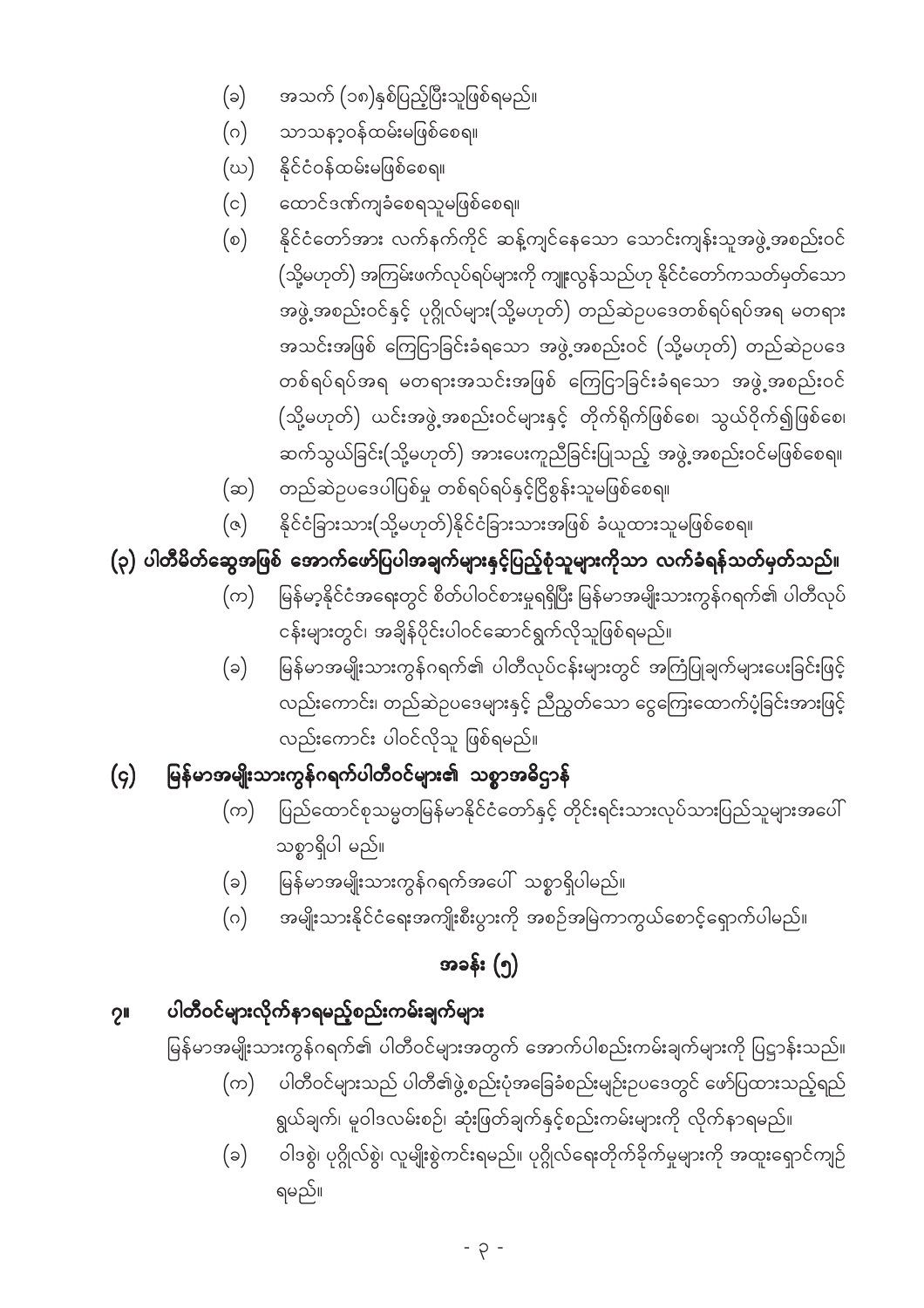(ခ) အသက် (၁၈)နှစ်ပြည့်ပြီးသူဖြစ်ရမည်။

(ဂ) သာသနာ့ဝန်ထမ်းမဖြစ်စေရ။

(ဃ) နိုင်ငံဝန်ထမ်းမဖြစ်စေရ။

(င) ထောင်ဒဏ်ကျခံစေရသူမဖြစ်စေရ။

(စ) နိုင်ငံတော်အား လက်နက်ကိုင် ဆန့်ကျင်နေသော သောင်းကျန်းသူအဖွဲ့အစည်းဝင် (သို့မဟုတ်) အကြမ်းဖက်လုပ်ရပ်များကို ကျူးလွန်သည်ဟု နိုင်ငံတော်ကသတ်မှတ်သော အဖွဲ့အစည်းဝင်နှင့် ပုဂ္ဂိုလ်များ(သို့မဟုတ်) တည်ဆဲဥပဒေတစ်ရပ်ရပ်အရ မတရားအသင်းအဖြစ် ကြေငြာခြင်းခံရသော အဖွဲ့အစည်းဝင် (သို့မဟုတ်) တည်ဆဲဥပဒေတစ်ရပ်ရပ်အရ မတရားအသင်းအဖြစ် ကြေငြာခြင်းခံရသော အဖွဲ့အစည်းဝင် (သို့မဟုတ်) ယင်းအဖွဲ့အစည်းဝင်များနှင့် တိုက်ရိုက်ဖြစ်စေ၊ သွယ်ဝိုက်၍ဖြစ်စေ၊ ဆက်သွယ်ခြင်း(သို့မဟုတ်) အားပေးကူညီခြင်းပြုသည့် အဖွဲ့အစည်းဝင်မဖြစ်စေရ။

(ဆ) တည်ဆဲဥပဒေပါပြစ်မှု တစ်ရပ်ရပ်နှင့်ငြိစွန်းသူမဖြစ်စေရ။

(ဇ) နိုင်ငံခြားသား(သို့မဟုတ်)နိုင်ငံခြားသားအဖြစ် ခံယူထားသူမဖြစ်စေရ။

**(၃) ပါတီမိတ်ဆွေအဖြစ် အောက်ဖော်ပြပါအချက်များနှင့်ပြည့်စုံသူများကိုသာ လက်ခံရန်သတ်မှတ်သည်။**

(က) မြန်မာ့နိုင်ငံအရေးတွင် စိတ်ပါဝင်စားမှုရှိပြီး မြန်မာအမျိုးသားကွန်ဂရက်၏ ပါတီလုပ်ငန်းများတွင်၊ အချိန်ပိုင်းပါဝင်ဆောင်ရွက်လိုသူဖြစ်ရမည်။

(ခ) မြန်မာအမျိုးသားကွန်ဂရက်၏ ပါတီလုပ်ငန်းများတွင် အကြံပြုချက်များပေးခြင်းဖြင့်လည်းကောင်း၊ တည်ဆဲဥပဒေများနှင့် ညီညွတ်သော ငွေကြေးထောက်ပံ့ခြင်းအားဖြင့်လည်းကောင်း ပါဝင်လိုသူ ဖြစ်ရမည်။

## (၄) မြန်မာအမျိုးသားကွန်ဂရက်ပါတီဝင်များ၏ သစ္စာအဓိဋ္ဌာန်

(က) ပြည်ထောင်စုသမ္မတမြန်မာနိုင်ငံတော်နှင့် တိုင်းရင်းသားလုပ်သားပြည်သူများအပေါ် သစ္စာရှိပါ မည်။

(ခ) မြန်မာအမျိုးသားကွန်ဂရက်အပေါ် သစ္စာရှိပါမည်။

(ဂ) အမျိုးသားနိုင်ငံရေးအကျိုးစီးပွားကို အစဉ်အမြဲကာကွယ်စောင့်ရှောက်ပါမည်။

## အခန်း (၅)

## ၇။ ပါတီဝင်များလိုက်နာရမည့်စည်းကမ်းချက်များ

မြန်မာအမျိုးသားကွန်ဂရက်၏ ပါတီဝင်များအတွက် အောက်ပါစည်းကမ်းချက်များကို ပြဋ္ဌာန်းသည်။

(က) ပါတီဝင်များသည် ပါတီ၏ဖွဲ့စည်းပုံအခြေခံစည်းမျဉ်းဥပဒေတွင် ဖော်ပြထားသည့်ရည်ရွယ်ချက်၊ မူဝါဒလမ်းစဉ်၊ ဆုံးဖြတ်ချက်နှင့်စည်းကမ်းများကို လိုက်နာရမည်။

(ခ) ဝါဒစွဲ၊ ပုဂ္ဂိုလ်စွဲ၊ လူမျိုးစွဲကင်းရမည်။ ပုဂ္ဂိုလ်ရေးတိုက်ခိုက်မှုများကို အထူးရှောင်ကျဉ်ရမည်။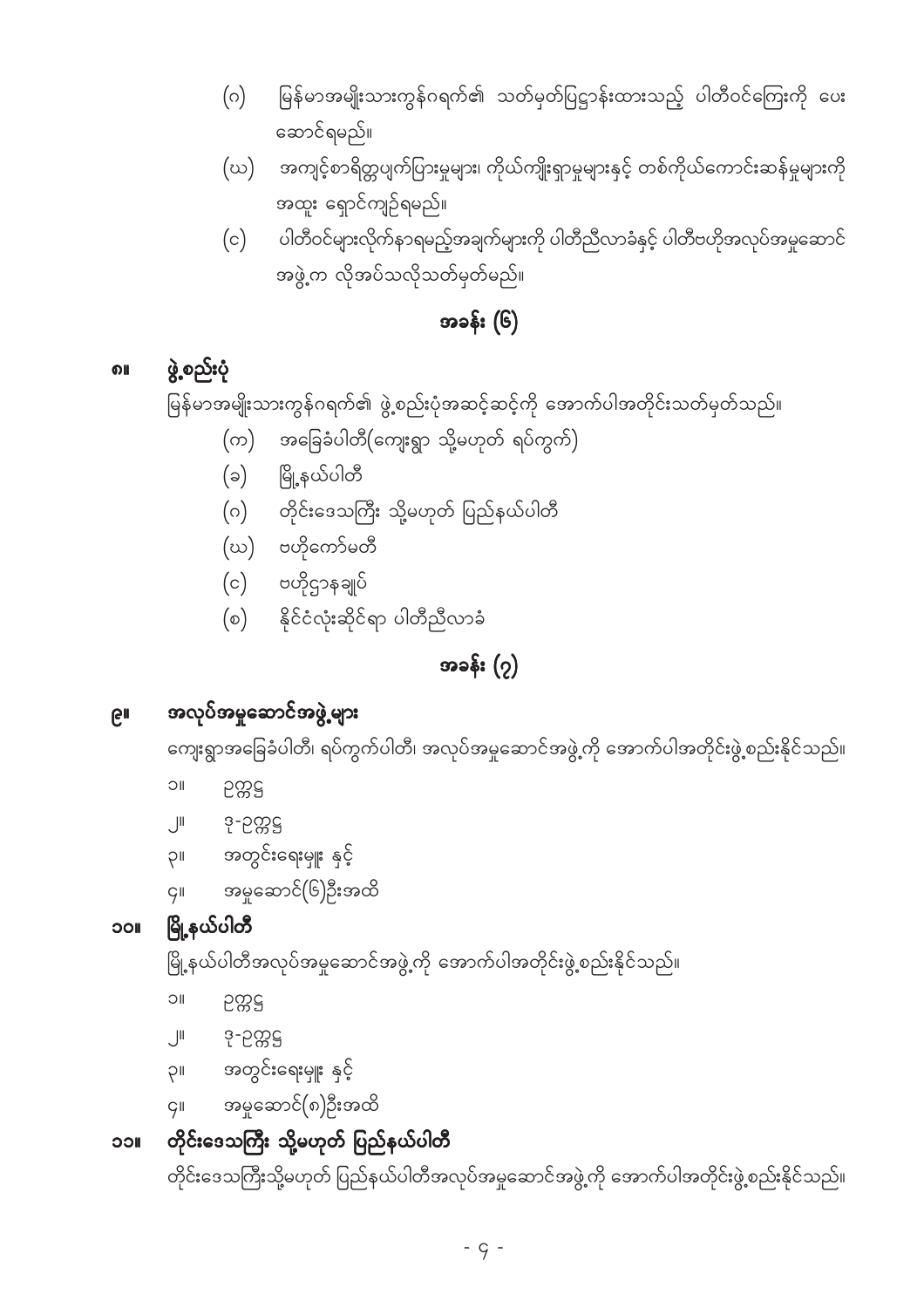(ဂ) မြန်မာအမျိုးသားကွန်ဂရက်၏ သတ်မှတ်ပြဋ္ဌာန်းထားသည့် ပါတီဝင်ကြေးကို ပေးဆောင်ရမည်။

(ဃ) အကျင့်စာရိတ္တပျက်ပြားမှုများ၊ ကိုယ်ကျိုးရှာမှုများနှင့် တစ်ကိုယ်ကောင်းဆန်မှုများကို အထူး ရှောင်ကျဉ်ရမည်။

(င) ပါတီဝင်များလိုက်နာရမည့်အချက်များကို ပါတီညီလာခံနှင့် ပါတီဗဟိုအလုပ်အမှုဆောင်အဖွဲ့က လိုအပ်သလိုသတ်မှတ်မည်။

## အခန်း (၆)

### ၈။ ဖွဲ့စည်းပုံ

မြန်မာအမျိုးသားကွန်ဂရက်၏ ဖွဲ့စည်းပုံအဆင့်ဆင့်ကို အောက်ပါအတိုင်းသတ်မှတ်သည်။

(က) အခြေခံပါတီ(ကျေးရွာ သို့မဟုတ် ရပ်ကွက်)

(ခ) မြို့နယ်ပါတီ

(ဂ) တိုင်းဒေသကြီး သို့မဟုတ် ပြည်နယ်ပါတီ

(ဃ) ဗဟိုကော်မတီ

(င) ဗဟိုဌာနချုပ်

(စ) နိုင်ငံလုံးဆိုင်ရာ ပါတီညီလာခံ

## အခန်း (၇)

### ၉။ အလုပ်အမှုဆောင်အဖွဲ့များ

ကျေးရွာအခြေခံပါတီ၊ ရပ်ကွက်ပါတီ၊ အလုပ်အမှုဆောင်အဖွဲ့ကို အောက်ပါအတိုင်းဖွဲ့စည်းနိုင်သည်။

၁။ ဥက္ကဋ္ဌ

၂။ ဒု-ဥက္ကဋ္ဌ

၃။ အတွင်းရေးမှူး နှင့်

၄။ အမှုဆောင်(၆)ဦးအထိ

### ၁၀။ မြို့နယ်ပါတီ

မြို့နယ်ပါတီအလုပ်အမှုဆောင်အဖွဲ့ကို အောက်ပါအတိုင်းဖွဲ့စည်းနိုင်သည်။

၁။ ဥက္ကဋ္ဌ

၂။ ဒု-ဥက္ကဋ္ဌ

၃။ အတွင်းရေးမှူး နှင့်

၄။ အမှုဆောင်(၈)ဦးအထိ

### ၁၁။ တိုင်းဒေသကြီး သို့မဟုတ် ပြည်နယ်ပါတီ

တိုင်းဒေသကြီးသို့မဟုတ် ပြည်နယ်ပါတီအလုပ်အမှုဆောင်အဖွဲ့ကို အောက်ပါအတိုင်းဖွဲ့စည်းနိုင်သည်။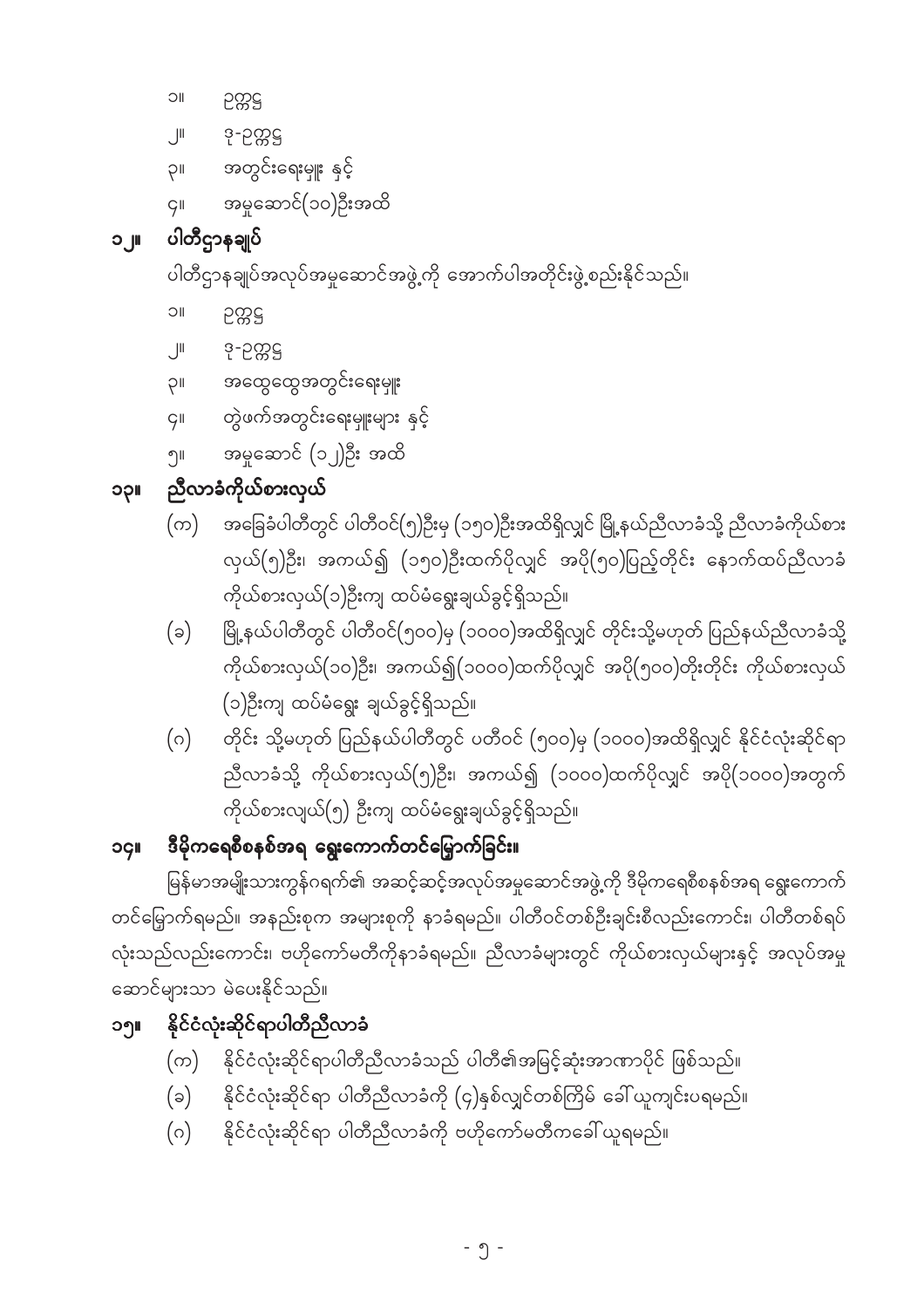၁။ ဥက္ကဌ

၂။ ဒု-ဥက္ကဌ

၃။ အတွင်းရေးမှူး နှင့်

၄။ အမှုဆောင်(၁၀)ဦးအထိ

## ၁၂။ ပါတီဌာနချုပ်

ပါတီဌာနချုပ်အလုပ်အမှုဆောင်အဖွဲ့ကို အောက်ပါအတိုင်းဖွဲ့စည်းနိုင်သည်။

၁။ ဥက္ကဌ

၂။ ဒု-ဥက္ကဌ

၃။ အထွေထွေအတွင်းရေးမှူး

၄။ တွဲဖက်အတွင်းရေးမှူးများ နှင့်

၅။ အမှုဆောင် (၁၂)ဦး အထိ

## ၁၃။ ညီလာခံကိုယ်စားလှယ်

(က) အခြေခံပါတီတွင် ပါတီဝင်(၅)ဦးမှ (၁၅၀)ဦးအထိရှိလျှင် မြို့နယ်ညီလာခံသို့ ညီလာခံကိုယ်စားလှယ်(၅)ဦး၊ အကယ်၍ (၁၅၀)ဦးထက်ပိုလျှင် အပို(၅၀)ပြည့်တိုင်း နောက်ထပ်ညီလာခံကိုယ်စားလှယ်(၁)ဦးကျ ထပ်မံရွေးချယ်ခွင့်ရှိသည်။

(ခ) မြို့နယ်ပါတီတွင် ပါတီဝင်(၅၀၀)မှ (၁၀၀၀)အထိရှိလျှင် တိုင်းသို့မဟုတ် ပြည်နယ်ညီလာခံသို့ ကိုယ်စားလှယ်(၁၀)ဦး၊ အကယ်၍(၁၀၀၀)ထက်ပိုလျှင် အပို(၅၀၀)တိုးတိုင်း ကိုယ်စားလှယ်(၁)ဦးကျ ထပ်မံရွေး ချယ်ခွင့်ရှိသည်။

(ဂ) တိုင်း သို့မဟုတ် ပြည်နယ်ပါတီတွင် ပတီဝင် (၅၀၀)မှ (၁၀၀၀)အထိရှိလျှင် နိုင်ငံလုံးဆိုင်ရာ ညီလာခံသို့ ကိုယ်စားလှယ်(၅)ဦး၊ အကယ်၍ (၁၀၀၀)ထက်ပိုလျှင် အပို(၁၀၀၀)အတွက် ကိုယ်စားလျှယ်(၅) ဦးကျ ထပ်မံရွေးချယ်ခွင့်ရှိသည်။

## ၁၄။ ဒီမိုကရေစီစနစ်အရ ရွေးကောက်တင်မြှောက်ခြင်း။

မြန်မာအမျိုးသားကွန်ဂရက်၏ အဆင့်ဆင့်အလုပ်အမှုဆောင်အဖွဲ့ကို ဒီမိုကရေစီစနစ်အရ ရွေးကောက်တင်မြှောက်ရမည်။ အနည်းစုက အများစုကို နာခံရမည်။ ပါတီဝင်တစ်ဦးချင်းစီလည်းကောင်း၊ ပါတီတစ်ရပ်လုံးသည်လည်းကောင်း၊ ဗဟိုကော်မတီကိုနာခံရမည်။ ညီလာခံများတွင် ကိုယ်စားလှယ်များနှင့် အလုပ်အမှုဆောင်များသာ မဲပေးနိုင်သည်။

## ၁၅။ နိုင်ငံလုံးဆိုင်ရာပါတီညီလာခံ

(က) နိုင်ငံလုံးဆိုင်ရာပါတီညီလာခံသည် ပါတီ၏အမြင့်ဆုံးအာဏာပိုင် ဖြစ်သည်။

(ခ) နိုင်ငံလုံးဆိုင်ရာ ပါတီညီလာခံကို (၄)နှစ်လျှင်တစ်ကြိမ် ခေါ်ယူကျင်းပရမည်။

(ဂ) နိုင်ငံလုံးဆိုင်ရာ ပါတီညီလာခံကို ဗဟိုကော်မတီကခေါ်ယူရမည်။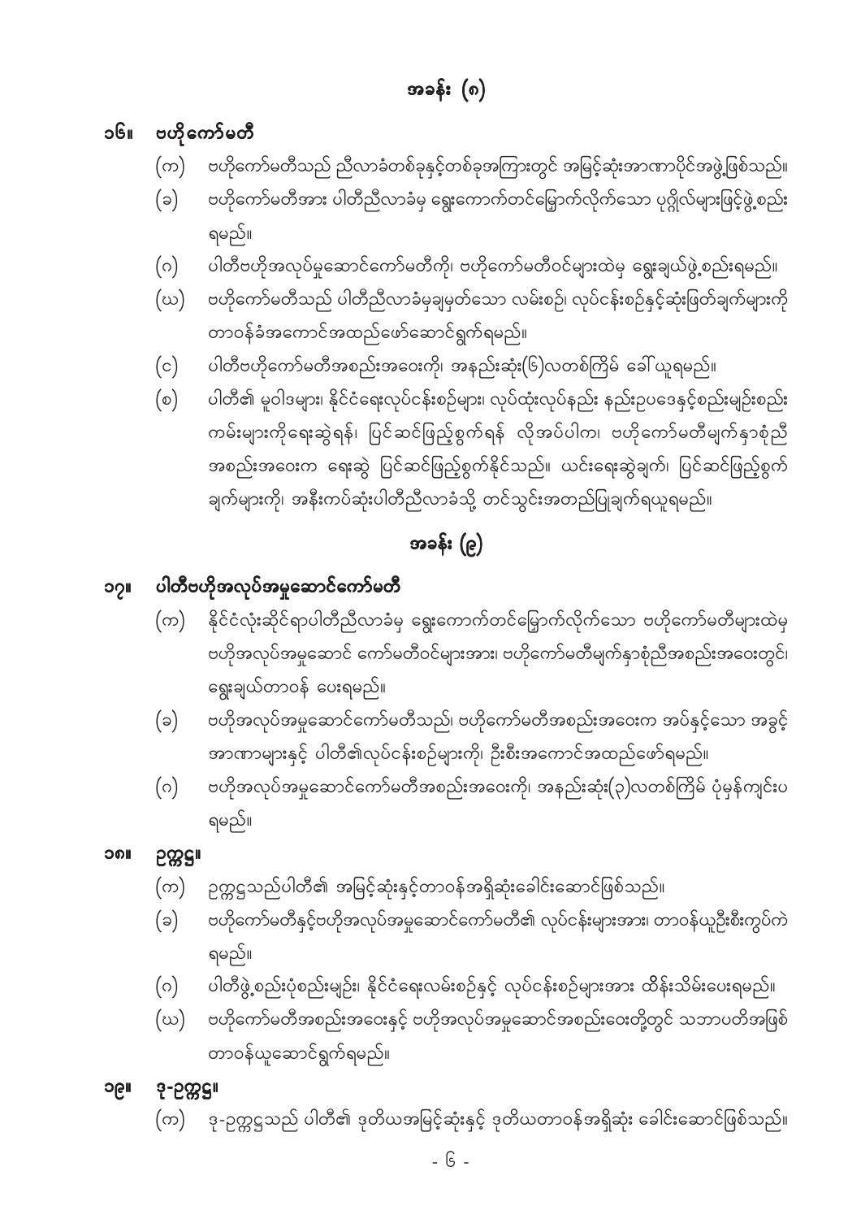## အခန်း (၈)

### ၁၆။ ဗဟိုကော်မတီ

(က) ဗဟိုကော်မတီသည် ညီလာခံတစ်ခုနှင့်တစ်ခုအကြားတွင် အမြင့်ဆုံးအာဏာပိုင်အဖွဲ့ဖြစ်သည်။

(ခ) ဗဟိုကော်မတီအား ပါတီညီလာခံမှ ရွေးကောက်တင်မြှောက်လိုက်သော ပုဂ္ဂိုလ်များဖြင့်ဖွဲ့စည်းရမည်။

(ဂ) ပါတီဗဟိုအလုပ်မှုဆောင်ကော်မတီကို၊ ဗဟိုကော်မတီဝင်များထဲမှ ရွေးချယ်ဖွဲ့စည်းရမည်။

(ဃ) ဗဟိုကော်မတီသည် ပါတီညီလာခံမှချမှတ်သော လမ်းစဉ်၊ လုပ်ငန်းစဉ်နှင့်ဆုံးဖြတ်ချက်များကို တာဝန်ခံအကောင်အထည်ဖော်ဆောင်ရွက်ရမည်။

(င) ပါတီဗဟိုကော်မတီအစည်းအဝေးကို၊ အနည်းဆုံး(၆)လတစ်ကြိမ် ခေါ်ယူရမည်။

(စ) ပါတီ၏ မူဝါဒများ၊ နိုင်ငံရေးလုပ်ငန်းစဉ်များ၊ လုပ်ထုံးလုပ်နည်း နည်းဥပဒေနှင့်စည်းမျဉ်းစည်းကမ်းများကိုရေးဆွဲရန်၊ ပြင်ဆင်ဖြည့်စွက်ရန် လိုအပ်ပါက၊ ဗဟိုကော်မတီမျက်နှာစုံညီအစည်းအဝေးက ရေးဆွဲ ပြင်ဆင်ဖြည့်စွက်နိုင်သည်။ ယင်းရေးဆွဲချက်၊ ပြင်ဆင်ဖြည့်စွက်ချက်များကို၊ အနီးကပ်ဆုံးပါတီညီလာခံသို့ တင်သွင်းအတည်ပြုချက်ရယူရမည်။

## အခန်း (၉)

### ၁၇။ ပါတီဗဟိုအလုပ်အမှုဆောင်ကော်မတီ

(က) နိုင်ငံလုံးဆိုင်ရာပါတီညီလာခံမှ ရွေးကောက်တင်မြှောက်လိုက်သော ဗဟိုကော်မတီများထဲမှ ဗဟိုအလုပ်အမှုဆောင် ကော်မတီဝင်များအား၊ ဗဟိုကော်မတီမျက်နှာစုံညီအစည်းအဝေးတွင်၊ ရွေးချယ်တာဝန် ပေးရမည်။

(ခ) ဗဟိုအလုပ်အမှုဆောင်ကော်မတီသည်၊ ဗဟိုကော်မတီအစည်းအဝေးက အပ်နှင်းသော အခွင့်အာဏာများနှင့် ပါတီ၏လုပ်ငန်းစဉ်များကို၊ ဦးစီးအကောင်အထည်ဖော်ရမည်။

(ဂ) ဗဟိုအလုပ်အမှုဆောင်ကော်မတီအစည်းအဝေးကို၊ အနည်းဆုံး(၃)လတစ်ကြိမ် ပုံမှန်ကျင်းပရမည်။

### ၁၈။ ဥက္ကဋ္ဌ။

(က) ဥက္ကဋ္ဌသည်ပါတီ၏ အမြင့်ဆုံးနှင့်တာဝန်အရှိဆုံးခေါင်းဆောင်ဖြစ်သည်။

(ခ) ဗဟိုကော်မတီနှင့်ဗဟိုအလုပ်အမှုဆောင်ကော်မတီ၏ လုပ်ငန်းများအား၊ တာဝန်ယူဦးစီးကွပ်ကဲရမည်။

(ဂ) ပါတီဖွဲ့စည်းပုံစည်းမျဉ်း၊ နိုင်ငံရေးလမ်းစဉ်နှင့် လုပ်ငန်းစဉ်များအား ထိန်းသိမ်းပေးရမည်။

(ဃ) ဗဟိုကော်မတီအစည်းအဝေးနှင့် ဗဟိုအလုပ်အမှုဆောင်အစည်းဝေးတို့တွင် သဘာပတိအဖြစ်တာဝန်ယူဆောင်ရွက်ရမည်။

### ၁၉။ ဒု-ဥက္ကဋ္ဌ။

(က) ဒု-ဥက္ကဋ္ဌသည် ပါတီ၏ ဒုတိယအမြင့်ဆုံးနှင့် ဒုတိယတာဝန်အရှိဆုံး ခေါင်းဆောင်ဖြစ်သည်။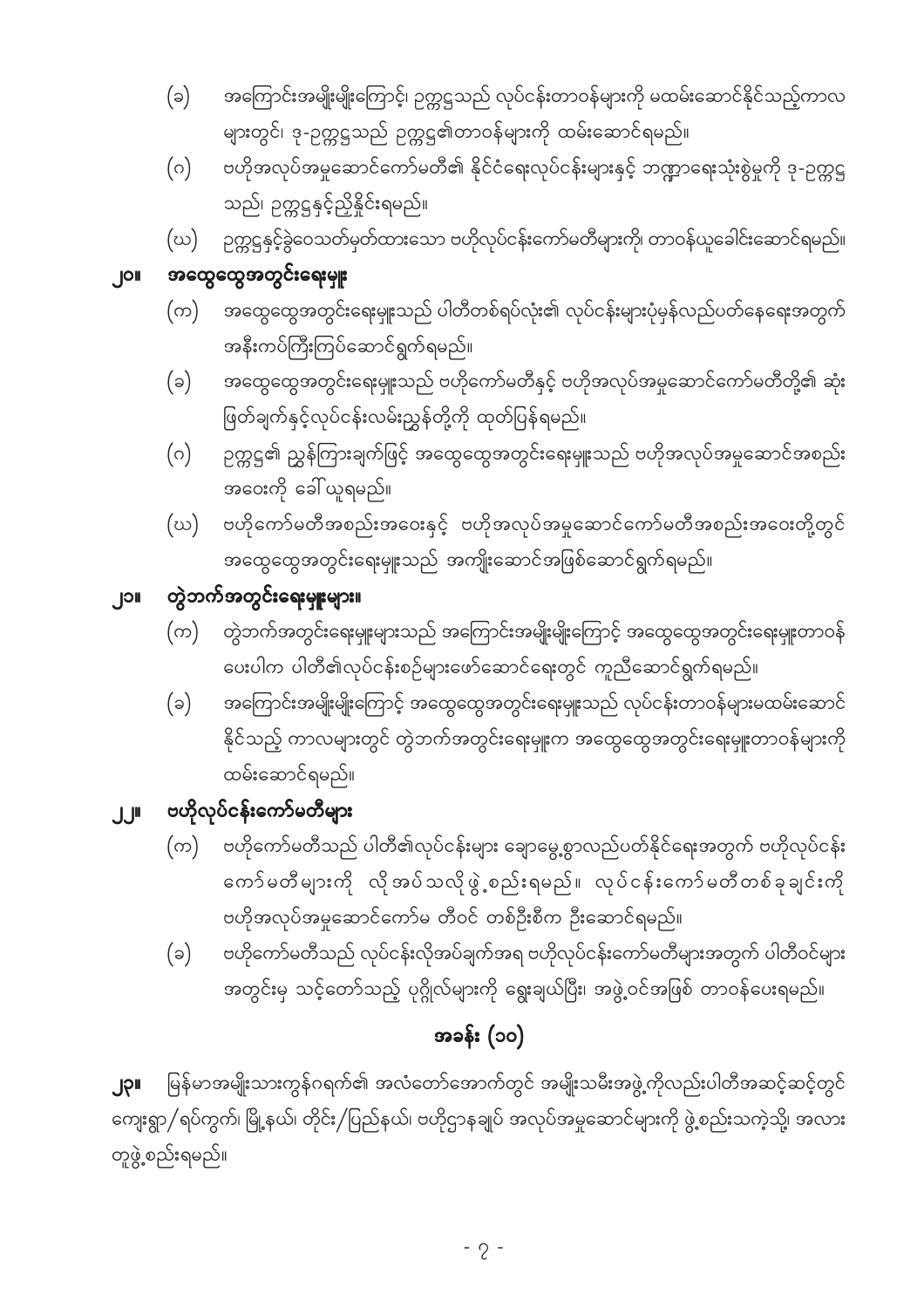(ခ) အကြောင်းအမျိုးမျိုးကြောင့်၊ ဥက္ကဋ္ဌသည် လုပ်ငန်းတာဝန်များကို မထမ်းဆောင်နိုင်သည့်ကာလများတွင်၊ ဒု-ဥက္ကဋ္ဌသည် ဥက္ကဋ္ဌ၏တာဝန်များကို ထမ်းဆောင်ရမည်။

(ဂ) ဗဟိုအလုပ်အမှုဆောင်ကော်မတီ၏ နိုင်ငံရေးလုပ်ငန်းများနှင့် ဘဏ္ဍာရေးသုံးစွဲမှုကို ဒု-ဥက္ကဋ္ဌသည်၊ ဥက္ကဋ္ဌနှင့်ညှိနှိုင်းရမည်။

(ဃ) ဥက္ကဋ္ဌနှင့်ခွဲဝေသတ်မှတ်ထားသော ဗဟိုလုပ်ငန်းကော်မတီများကို၊ တာဝန်ယူခေါင်းဆောင်ရမည်။

## ၂၀။ အထွေထွေအတွင်းရေးမှူး

(က) အထွေထွေအတွင်းရေးမှူးသည် ပါတီတစ်ရပ်လုံး၏ လုပ်ငန်းများပုံမှန်လည်ပတ်နေရေးအတွက် အနီးကပ်ကြီးကြပ်ဆောင်ရွက်ရမည်။

(ခ) အထွေထွေအတွင်းရေးမှူးသည် ဗဟိုကော်မတီနှင့် ဗဟိုအလုပ်အမှုဆောင်ကော်မတီတို့၏ ဆုံးဖြတ်ချက်နှင့်လုပ်ငန်းလမ်းညွှန်တို့ကို ထုတ်ပြန်ရမည်။

(ဂ) ဥက္ကဋ္ဌ၏ ညွှန်ကြားချက်ဖြင့် အထွေထွေအတွင်းရေးမှူးသည် ဗဟိုအလုပ်အမှုဆောင်အစည်းအဝေးကို ခေါ်ယူရမည်။

(ဃ) ဗဟိုကော်မတီအစည်းအဝေးနှင့် ဗဟိုအလုပ်အမှုဆောင်ကော်မတီအစည်းအဝေးတို့တွင် အထွေထွေအတွင်းရေးမှူးသည် အကျိုးဆောင်အဖြစ်ဆောင်ရွက်ရမည်။

## ၂၁။ တွဲဘက်အတွင်းရေးမှူးများ။

(က) တွဲဘက်အတွင်းရေးမှူးများသည် အကြောင်းအမျိုးမျိုးကြောင့် အထွေထွေအတွင်းရေးမှူးတာဝန်ပေးပါက ပါတီ၏လုပ်ငန်းစဉ်များဖော်ဆောင်ရေးတွင် ကူညီဆောင်ရွက်ရမည်။

(ခ) အကြောင်းအမျိုးမျိုးကြောင့် အထွေထွေအတွင်းရေးမှူးသည် လုပ်ငန်းတာဝန်များမထမ်းဆောင်နိုင်သည့် ကာလများတွင် တွဲဘက်အတွင်းရေးမှူးက အထွေထွေအတွင်းရေးမှူးတာဝန်များကို ထမ်းဆောင်ရမည်။

## ၂၂။ ဗဟိုလုပ်ငန်းကော်မတီများ

(က) ဗဟိုကော်မတီသည် ပါတီ၏လုပ်ငန်းများ ချောမွေ့စွာလည်ပတ်နိုင်ရေးအတွက် ဗဟိုလုပ်ငန်းကော်မတီများကို လိုအပ်သလိုဖွဲ့စည်းရမည်။ လုပ်ငန်းကော်မတီတစ်ခုချင်းကို ဗဟိုအလုပ်အမှုဆောင်ကော်မတီဝင် တစ်ဦးစီက ဦးဆောင်ရမည်။

(ခ) ဗဟိုကော်မတီသည် လုပ်ငန်းလိုအပ်ချက်အရ ဗဟိုလုပ်ငန်းကော်မတီများအတွက် ပါတီဝင်များအတွင်းမှ သင့်တော်သည့် ပုဂ္ဂိုလ်များကို ရွေးချယ်ပြီး၊ အဖွဲ့ဝင်အဖြစ် တာဝန်ပေးရမည်။

# အခန်း (၁၀)

**၂၃။** မြန်မာအမျိုးသားကွန်ဂရက်၏ အလံတော်အောက်တွင် အမျိုးသမီးအဖွဲ့ကိုလည်းပါတီအဆင့်ဆင့်တွင် ကျေးရွာ/ရပ်ကွက်၊ မြို့နယ်၊ တိုင်း/ပြည်နယ်၊ ဗဟိုဌာနချုပ် အလုပ်အမှုဆောင်များကို ဖွဲ့စည်းသကဲ့သို့ အလားတူဖွဲ့စည်းရမည်။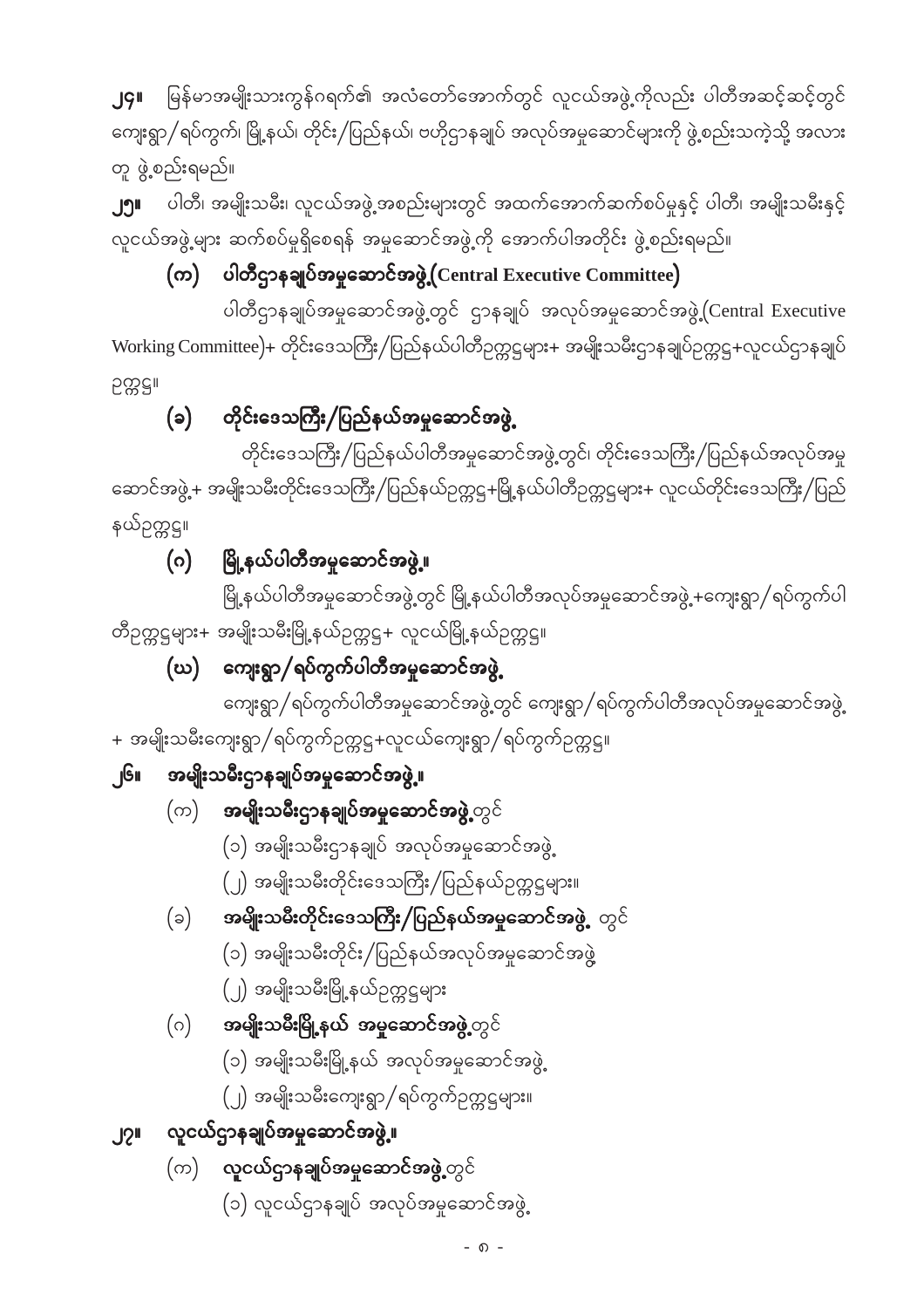၂၄။ မြန်မာအမျိုးသားကွန်ဂရက်၏ အလံတော်အောက်တွင် လူငယ်အဖွဲ့ကိုလည်း ပါတီအဆင့်ဆင့်တွင် ကျေးရွာ/ရပ်ကွက်၊ မြို့နယ်၊ တိုင်း/ပြည်နယ်၊ ဗဟိုဌာနချုပ် အလုပ်အမှုဆောင်များကို ဖွဲ့စည်းသကဲ့သို့ အလားတူ ဖွဲ့စည်းရမည်။

၂၅။ ပါတီ၊ အမျိုးသမီး၊ လူငယ်အဖွဲ့အစည်းများတွင် အထက်အောက်ဆက်စပ်မှုနှင့် ပါတီ၊ အမျိုးသမီးနှင့် လူငယ်အဖွဲ့များ ဆက်စပ်မှုရှိစေရန် အမှုဆောင်အဖွဲ့ကို အောက်ပါအတိုင်း ဖွဲ့စည်းရမည်။

## (က) ပါတီဌာနချုပ်အမှုဆောင်အဖွဲ့(Central Executive Committee)

ပါတီဌာနချုပ်အမှုဆောင်အဖွဲ့တွင် ဌာနချုပ် အလုပ်အမှုဆောင်အဖွဲ့(Central Executive Working Committee)+ တိုင်းဒေသကြီး/ပြည်နယ်ပါတီဥက္ကဋ္ဌများ+ အမျိုးသမီးဌာနချုပ်ဥက္ကဋ္ဌ+လူငယ်ဌာနချုပ်ဥက္ကဋ္ဌ။

## (ခ) တိုင်းဒေသကြီး/ပြည်နယ်အမှုဆောင်အဖွဲ့

တိုင်းဒေသကြီး/ပြည်နယ်ပါတီအမှုဆောင်အဖွဲ့တွင်၊ တိုင်းဒေသကြီး/ပြည်နယ်အလုပ်အမှုဆောင်အဖွဲ့+ အမျိုးသမီးတိုင်းဒေသကြီး/ပြည်နယ်ဥက္ကဋ္ဌ+မြို့နယ်ပါတီဥက္ကဋ္ဌများ+ လူငယ်တိုင်းဒေသကြီး/ပြည်နယ်ဥက္ကဋ္ဌ။

## (ဂ) မြို့နယ်ပါတီအမှုဆောင်အဖွဲ့။

မြို့နယ်ပါတီအမှုဆောင်အဖွဲ့တွင် မြို့နယ်ပါတီအလုပ်အမှုဆောင်အဖွဲ့+ကျေးရွာ/ရပ်ကွက်ပါတီဥက္ကဋ္ဌများ+ အမျိုးသမီးမြို့နယ်ဥက္ကဋ္ဌ+ လူငယ်မြို့နယ်ဥက္ကဋ္ဌ။

## (ဃ) ကျေးရွာ/ရပ်ကွက်ပါတီအမှုဆောင်အဖွဲ့

ကျေးရွာ/ရပ်ကွက်ပါတီအမှုဆောင်အဖွဲ့တွင် ကျေးရွာ/ရပ်ကွက်ပါတီအလုပ်အမှုဆောင်အဖွဲ့ + အမျိုးသမီးကျေးရွာ/ရပ်ကွက်ဥက္ကဋ္ဌ+လူငယ်ကျေးရွာ/ရပ်ကွက်ဥက္ကဋ္ဌ။

## ၂၆။ အမျိုးသမီးဌာနချုပ်အမှုဆောင်အဖွဲ့။

(က) **အမျိုးသမီးဌာနချုပ်အမှုဆောင်အဖွဲ့**တွင်

(၁) အမျိုးသမီးဌာနချုပ် အလုပ်အမှုဆောင်အဖွဲ့

(၂) အမျိုးသမီးတိုင်းဒေသကြီး/ပြည်နယ်ဥက္ကဋ္ဌများ။

(ခ) **အမျိုးသမီးတိုင်းဒေသကြီး/ပြည်နယ်အမှုဆောင်အဖွဲ့** တွင်

(၁) အမျိုးသမီးတိုင်း/ပြည်နယ်အလုပ်အမှုဆောင်အဖွဲ့

(၂) အမျိုးသမီးမြို့နယ်ဥက္ကဋ္ဌများ

(ဂ) **အမျိုးသမီးမြို့နယ် အမှုဆောင်အဖွဲ့**တွင်

(၁) အမျိုးသမီးမြို့နယ် အလုပ်အမှုဆောင်အဖွဲ့

(၂) အမျိုးသမီးကျေးရွာ/ရပ်ကွက်ဥက္ကဋ္ဌများ။

## ၂၇။ လူငယ်ဌာနချုပ်အမှုဆောင်အဖွဲ့။

(က) **လူငယ်ဌာနချုပ်အမှုဆောင်အဖွဲ့**တွင်

(၁) လူငယ်ဌာနချုပ် အလုပ်အမှုဆောင်အဖွဲ့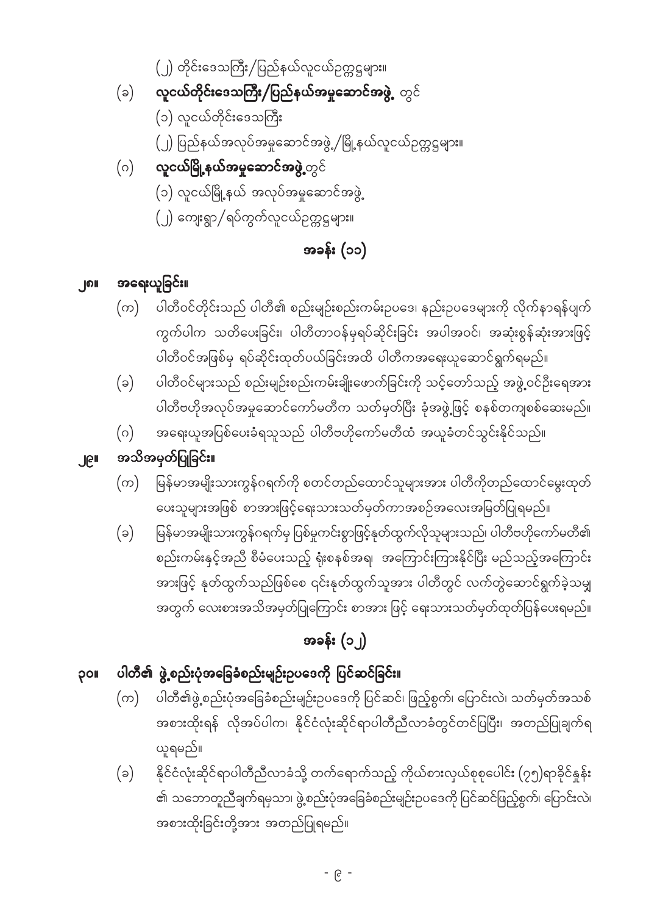(၂) တိုင်းဒေသကြီး/ပြည်နယ်လူငယ်ဥက္ကဋ္ဌများ။

(ခ) **လူငယ်တိုင်းဒေသကြီး/ပြည်နယ်အမှုဆောင်အဖွဲ့** တွင်

(၁) လူငယ်တိုင်းဒေသကြီး

(၂) ပြည်နယ်အလုပ်အမှုဆောင်အဖွဲ့/မြို့နယ်လူငယ်ဥက္ကဋ္ဌများ။

(ဂ) **လူငယ်မြို့နယ်အမှုဆောင်အဖွဲ့** တွင်

(၁) လူငယ်မြို့နယ် အလုပ်အမှုဆောင်အဖွဲ့

(၂) ကျေးရွာ/ရပ်ကွက်လူငယ်ဥက္ကဋ္ဌများ။

## အခန်း (၁၁)

### ၂၈။ အရေးယူခြင်း။

(က) ပါတီဝင်တိုင်းသည် ပါတီ၏ စည်းမျဉ်းစည်းကမ်းဥပဒေ၊ နည်းဥပဒေများကို လိုက်နာရန်ပျက်ကွက်ပါက သတိပေးခြင်း၊ ပါတီတာဝန်မှရပ်ဆိုင်းခြင်း အပါအဝင်၊ အဆုံးစွန်ဆုံးအားဖြင့် ပါတီဝင်အဖြစ်မှ ရပ်ဆိုင်းထုတ်ပယ်ခြင်းအထိ ပါတီကအရေးယူဆောင်ရွက်ရမည်။

(ခ) ပါတီဝင်များသည် စည်းမျဉ်းစည်းကမ်းချိုးဖောက်ခြင်းကို သင့်တော်သည့် အဖွဲ့ဝင်ဦးရေအား ပါတီဗဟိုအလုပ်အမှုဆောင်ကော်မတီက သတ်မှတ်ပြီး ခုံအဖွဲ့ဖြင့် စနစ်တကျစစ်ဆေးမည်။

(ဂ) အရေးယူအပြစ်ပေးခံရသူသည် ပါတီဗဟိုကော်မတီထံ အယူခံတင်သွင်းနိုင်သည်။

### ၂၉။ အသိအမှတ်ပြုခြင်း။

(က) မြန်မာအမျိုးသားကွန်ဂရက်ကို စတင်တည်ထောင်သူများအား ပါတီကိုတည်ထောင်မွေးထုတ်ပေးသူများအဖြစ် စာအားဖြင့်ရေးသားသတ်မှတ်ကာအစဉ်အလေးအမြတ်ပြုရမည်။

(ခ) မြန်မာအမျိုးသားကွန်ဂရက်မှ ပြစ်မှုကင်းစွာဖြင့်နုတ်ထွက်လိုသူများသည်၊ ပါတီဗဟိုကော်မတီ၏ စည်းကမ်းနှင့်အညီ စီမံပေးသည့် ရုံးစနစ်အရ အကြောင်းကြားနိုင်ပြီး မည်သည့်အကြောင်းအားဖြင့် နုတ်ထွက်သည်ဖြစ်စေ ၎င်းနုတ်ထွက်သူအား ပါတီတွင် လက်တွဲဆောင်ရွက်ခဲ့သမျှအတွက် လေးစားအသိအမှတ်ပြုကြောင်း စာအား ဖြင့် ရေးသားသတ်မှတ်ထုတ်ပြန်ပေးရမည်။

## အခန်း (၁၂)

### ၃၀။ ပါတီ၏ ဖွဲ့စည်းပုံအခြေခံစည်းမျဉ်းဥပဒေကို ပြင်ဆင်ခြင်း။

(က) ပါတီ၏ဖွဲ့စည်းပုံအခြေခံစည်းမျဉ်းဥပဒေကို ပြင်ဆင်၊ ဖြည့်စွက်၊ ပြောင်းလဲ၊ သတ်မှတ်အသစ်အစားထိုးရန် လိုအပ်ပါက၊ နိုင်ငံလုံးဆိုင်ရာပါတီညီလာခံတွင်တင်ပြပြီး၊ အတည်ပြုချက်ရယူရမည်။

(ခ) နိုင်ငံလုံးဆိုင်ရာပါတီညီလာခံသို့ တက်ရောက်သည့် ကိုယ်စားလှယ်စုစုပေါင်း (၇၅)ရာခိုင်နှုန်း၏ သဘောတူညီချက်ရမှသာ၊ ဖွဲ့စည်းပုံအခြေခံစည်းမျဉ်းဥပဒေကို ပြင်ဆင်ဖြည့်စွက်၊ ပြောင်းလဲ၊ အစားထိုးခြင်းတို့အား အတည်ပြုရမည်။